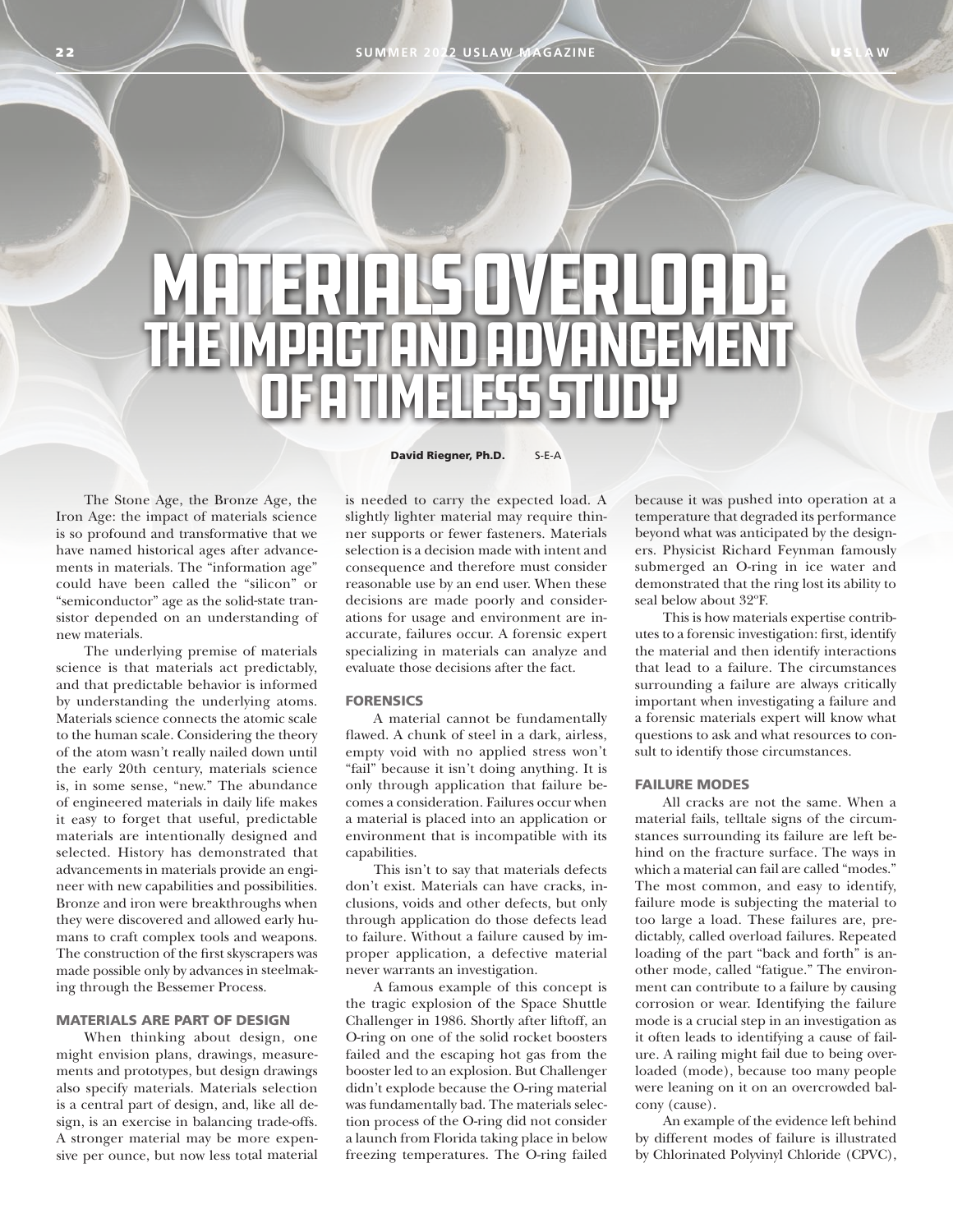# MATERIALS OVERLOAD: THE IMPACT AND ADVANCEMENT OF A TIMELESS STUDY

**David Riegner, Ph.D.** S-E-A

The Stone Age, the Bronze Age, the Iron Age: the impact of materials science is so profound and transformative that we have named historical ages after advancements in materials. The "information age" could have been called the "silicon" or "semiconductor" age as the solid-state transistor depended on an understanding of new materials.

The underlying premise of materials science is that materials act predictably, and that predictable behavior is informed by understanding the underlying atoms. Materials science connects the atomic scale to the human scale. Considering the theory of the atom wasn't really nailed down until the early 20th century, materials science is, in some sense, "new." The abundance of engineered materials in daily life makes it easy to forget that useful, predictable materials are intentionally designed and selected. History has demonstrated that advancements in materials provide an engineer with new capabilities and possibilities. Bronze and iron were breakthroughs when they were discovered and allowed early humans to craft complex tools and weapons. The construction of the first skyscrapers was made possible only by advances in steelmaking through the Bessemer Process.

## MATERIALS ARE PART OF DESIGN

When thinking about design, one might envision plans, drawings, measurements and prototypes, but design drawings also specify materials. Materials selection is a central part of design, and, like all design, is an exercise in balancing trade-offs. A stronger material may be more expensive per ounce, but now less total material is needed to carry the expected load. A slightly lighter material may require thinner supports or fewer fasteners. Materials selection is a decision made with intent and consequence and therefore must consider reasonable use by an end user. When these decisions are made poorly and considerations for usage and environment are inaccurate, failures occur. A forensic expert specializing in materials can analyze and evaluate those decisions after the fact.

## FORENSICS

A material cannot be fundamentally flawed. A chunk of steel in a dark, airless, empty void with no applied stress won't "fail" because it isn't doing anything. It is only through application that failure becomes a consideration. Failures occur when a material is placed into an application or environment that is incompatible with its capabilities.

This isn't to say that materials defects don't exist. Materials can have cracks, inclusions, voids and other defects, but only through application do those defects lead to failure. Without a failure caused by improper application, a defective material never warrants an investigation.

A famous example of this concept is the tragic explosion of the Space Shuttle Challenger in 1986. Shortly after liftoff, an O-ring on one of the solid rocket boosters failed and the escaping hot gas from the booster led to an explosion. But Challenger didn't explode because the O-ring material was fundamentally bad. The materials selection process of the O-ring did not consider a launch from Florida taking place in below freezing temperatures. The O-ring failed because it was pushed into operation at a temperature that degraded its performance beyond what was anticipated by the designers. Physicist Richard Feynman famously submerged an O-ring in ice water and demonstrated that the ring lost its ability to seal below about 32°F.

This is how materials expertise contributes to a forensic investigation: first, identify the material and then identify interactions that lead to a failure. The circumstances surrounding a failure are always critically important when investigating a failure and a forensic materials expert will know what questions to ask and what resources to consult to identify those circumstances.

## FAILURE MODES

All cracks are not the same. When a material fails, telltale signs of the circumstances surrounding its failure are left behind on the fracture surface. The ways in which a material can fail are called "modes." The most common, and easy to identify, failure mode is subjecting the material to too large a load. These failures are, predictably, called overload failures. Repeated loading of the part "back and forth" is another mode, called "fatigue." The environment can contribute to a failure by causing corrosion or wear. Identifying the failure mode is a crucial step in an investigation as it often leads to identifying a cause of failure. A railing might fail due to being overloaded (mode), because too many people were leaning on it on an overcrowded balcony (cause).

An example of the evidence left behind by different modes of failure is illustrated by Chlorinated Polyvinyl Chloride (CPVC),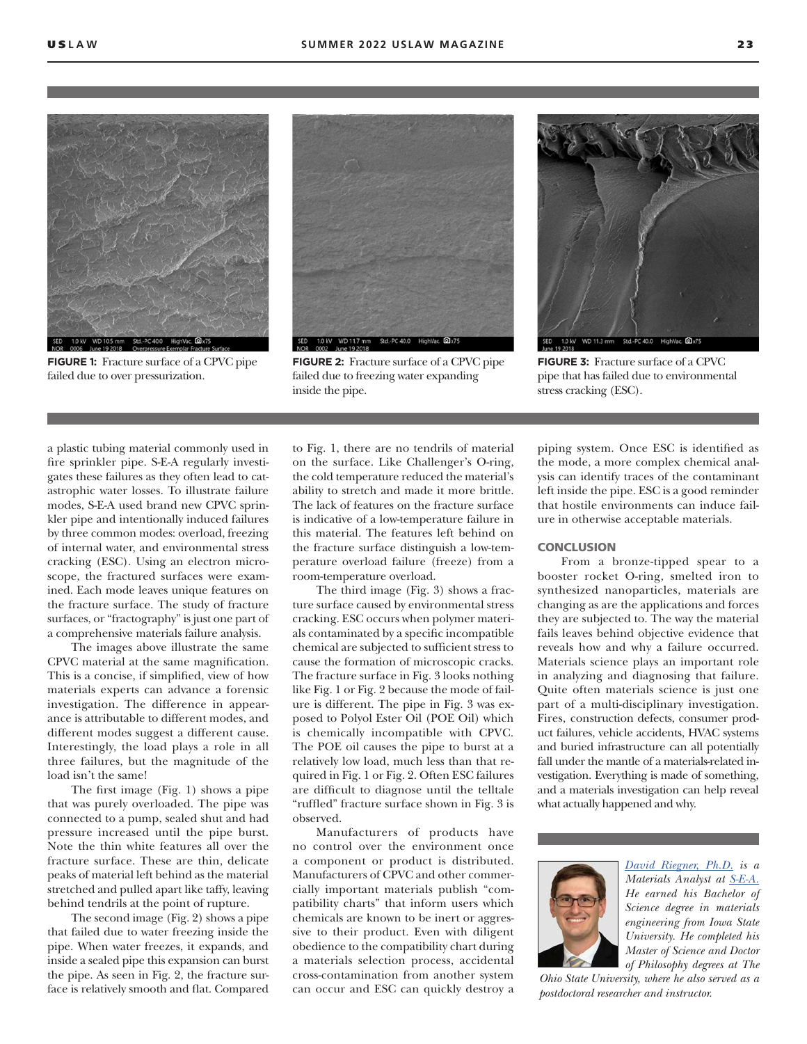FIGURE 1: Fracture surface of a CPVC pipe failed due to over pressurization.

FIGURE 2: Fracture surface of a CPVC pipe failed due to freezing water expanding inside the pipe.

FIGURE 3: Fracture surface of a CPVC pipe that has failed due to environmental stress cracking (ESC).

a plastic tubing material commonly used in fire sprinkler pipe. S-E-A regularly investigates these failures as they often lead to catastrophic water losses. To illustrate failure modes, S-E-A used brand new CPVC sprinkler pipe and intentionally induced failures by three common modes: overload, freezing of internal water, and environmental stress cracking (ESC). Using an electron microscope, the fractured surfaces were examined. Each mode leaves unique features on the fracture surface. The study of fracture surfaces, or "fractography" is just one part of a comprehensive materials failure analysis.

The images above illustrate the same CPVC material at the same magnification. This is a concise, if simplified, view of how materials experts can advance a forensic investigation. The difference in appearance is attributable to different modes, and different modes suggest a different cause. Interestingly, the load plays a role in all three failures, but the magnitude of the load isn't the same!

The first image (Fig. 1) shows a pipe that was purely overloaded. The pipe was connected to a pump, sealed shut and had pressure increased until the pipe burst. Note the thin white features all over the fracture surface. These are thin, delicate peaks of material left behind as the material stretched and pulled apart like taffy, leaving behind tendrils at the point of rupture.

The second image (Fig. 2) shows a pipe that failed due to water freezing inside the pipe. When water freezes, it expands, and inside a sealed pipe this expansion can burst the pipe. As seen in Fig. 2, the fracture surface is relatively smooth and flat. Compared to Fig. 1, there are no tendrils of material on the surface. Like Challenger's O-ring, the cold temperature reduced the material's ability to stretch and made it more brittle. The lack of features on the fracture surface is indicative of a low-temperature failure in this material. The features left behind on the fracture surface distinguish a low-temperature overload failure (freeze) from a room-temperature overload.

The third image (Fig. 3) shows a fracture surface caused by environmental stress cracking. ESC occurs when polymer materials contaminated by a specific incompatible chemical are subjected to sufficient stress to cause the formation of microscopic cracks. The fracture surface in Fig. 3 looks nothing like Fig. 1 or Fig. 2 because the mode of failure is different. The pipe in Fig. 3 was exposed to Polyol Ester Oil (POE Oil) which is chemically incompatible with CPVC. The POE oil causes the pipe to burst at a relatively low load, much less than that required in Fig. 1 or Fig. 2. Often ESC failures are difficult to diagnose until the telltale "ruffled" fracture surface shown in Fig. 3 is observed.

Manufacturers of products have no control over the environment once a component or product is distributed. Manufacturers of CPVC and other commercially important materials publish "compatibility charts" that inform users which chemicals are known to be inert or aggressive to their product. Even with diligent obedience to the compatibility chart during a materials selection process, accidental cross-contamination from another system can occur and ESC can quickly destroy a piping system. Once ESC is identified as the mode, a more complex chemical analysis can identify traces of the contaminant left inside the pipe. ESC is a good reminder that hostile environments can induce failure in otherwise acceptable materials.

## CONCLUSION

From a bronze-tipped spear to a booster rocket O-ring, smelted iron to synthesized nanoparticles, materials are changing as are the applications and forces they are subjected to. The way the material fails leaves behind objective evidence that reveals how and why a failure occurred. Materials science plays an important role in analyzing and diagnosing that failure. Quite often materials science is just one part of a multi-disciplinary investigation. Fires, construction defects, consumer product failures, vehicle accidents, HVAC systems and buried infrastructure can all potentially fall under the mantle of a materials-related investigation. Everything is made of something, and a materials investigation can help reveal what actually happened and why.

*David Riegner, Ph.D. is a Materials Analyst at S-E-A. He earned his Bachelor of Science degree in materials engineering from Iowa State University. He completed his Master of Science and Doctor of Philosophy degrees at The Ohio State University, where he also served as a postdoctoral researcher and instructor.*